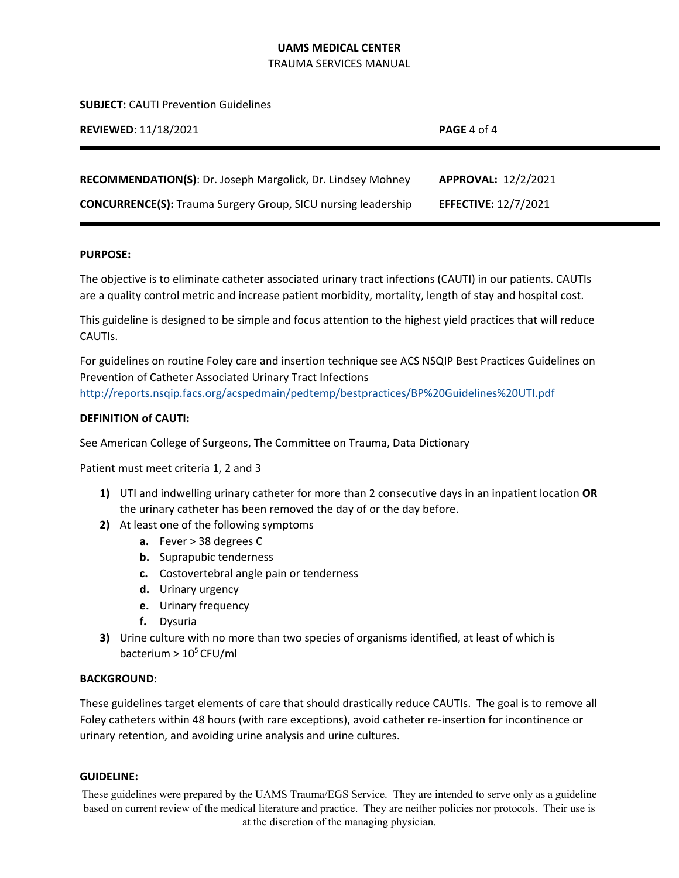# UAMS MEDICAL CENTER

TRAUMA SERVICES MANUAL

**SUBJECT:** CAUTI Prevention Guidelines

| **REVIEWED**: 11/18/2021 | **PAGE** 4 of 4 |
| --- | --- |
| **RECOMMENDATION(S)**: Dr. Joseph Margolick, Dr. Lindsey Mohney | **APPROVAL:** 12/2/2021 |
| **CONCURRENCE(S):** Trauma Surgery Group, SICU nursing leadership | **EFFECTIVE:** 12/7/2021 |

**PURPOSE:**

The objective is to eliminate catheter associated urinary tract infections (CAUTI) in our patients. CAUTIs are a quality control metric and increase patient morbidity, mortality, length of stay and hospital cost.

This guideline is designed to be simple and focus attention to the highest yield practices that will reduce CAUTIs.

For guidelines on routine Foley care and insertion technique see ACS NSQIP Best Practices Guidelines on Prevention of Catheter Associated Urinary Tract Infections
http://reports.nsqip.facs.org/acspedmain/pedtemp/bestpractices/BP%20Guidelines%20UTI.pdf

**DEFINITION of CAUTI:**

See American College of Surgeons, The Committee on Trauma, Data Dictionary

Patient must meet criteria 1, 2 and 3

1) UTI and indwelling urinary catheter for more than 2 consecutive days in an inpatient location **OR** the urinary catheter has been removed the day of or the day before.
2) At least one of the following symptoms
   a. Fever > 38 degrees C
   b. Suprapubic tenderness
   c. Costovertebral angle pain or tenderness
   d. Urinary urgency
   e. Urinary frequency
   f. Dysuria
3) Urine culture with no more than two species of organisms identified, at least of which is bacterium > $10^5$ CFU/ml

**BACKGROUND:**

These guidelines target elements of care that should drastically reduce CAUTIs. The goal is to remove all Foley catheters within 48 hours (with rare exceptions), avoid catheter re-insertion for incontinence or urinary retention, and avoiding urine analysis and urine cultures.

**GUIDELINE:**

These guidelines were prepared by the UAMS Trauma/EGS Service. They are intended to serve only as a guideline based on current review of the medical literature and practice. They are neither policies nor protocols. Their use is at the discretion of the managing physician.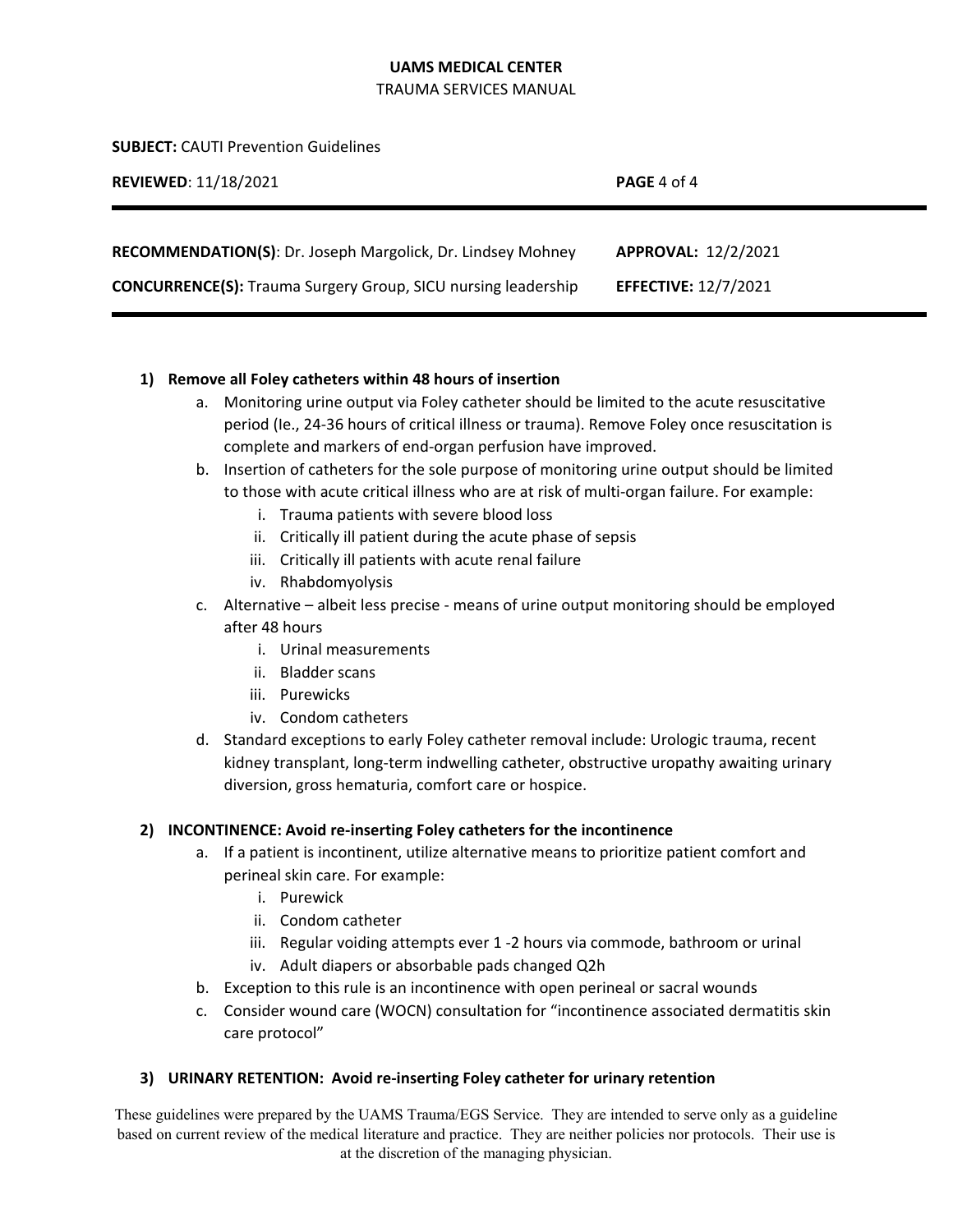**1) Remove all Foley catheters within 48 hours of insertion**

a. Monitoring urine output via Foley catheter should be limited to the acute resuscitative period (Ie., 24-36 hours of critical illness or trauma). Remove Foley once resuscitation is complete and markers of end-organ perfusion have improved.

b. Insertion of catheters for the sole purpose of monitoring urine output should be limited to those with acute critical illness who are at risk of multi-organ failure. For example:

   i. Trauma patients with severe blood loss
   ii. Critically ill patient during the acute phase of sepsis
   iii. Critically ill patients with acute renal failure
   iv. Rhabdomyolysis

c. Alternative – albeit less precise - means of urine output monitoring should be employed after 48 hours

   i. Urinal measurements
   ii. Bladder scans
   iii. Purewicks
   iv. Condom catheters

d. Standard exceptions to early Foley catheter removal include: Urologic trauma, recent kidney transplant, long-term indwelling catheter, obstructive uropathy awaiting urinary diversion, gross hematuria, comfort care or hospice.

**2) INCONTINENCE: Avoid re-inserting Foley catheters for the incontinence**

a. If a patient is incontinent, utilize alternative means to prioritize patient comfort and perineal skin care. For example:

   i. Purewick
   ii. Condom catheter
   iii. Regular voiding attempts ever 1 -2 hours via commode, bathroom or urinal
   iv. Adult diapers or absorbable pads changed Q2h

b. Exception to this rule is an incontinence with open perineal or sacral wounds

c. Consider wound care (WOCN) consultation for "incontinence associated dermatitis skin care protocol"

**3) URINARY RETENTION: Avoid re-inserting Foley catheter for urinary retention**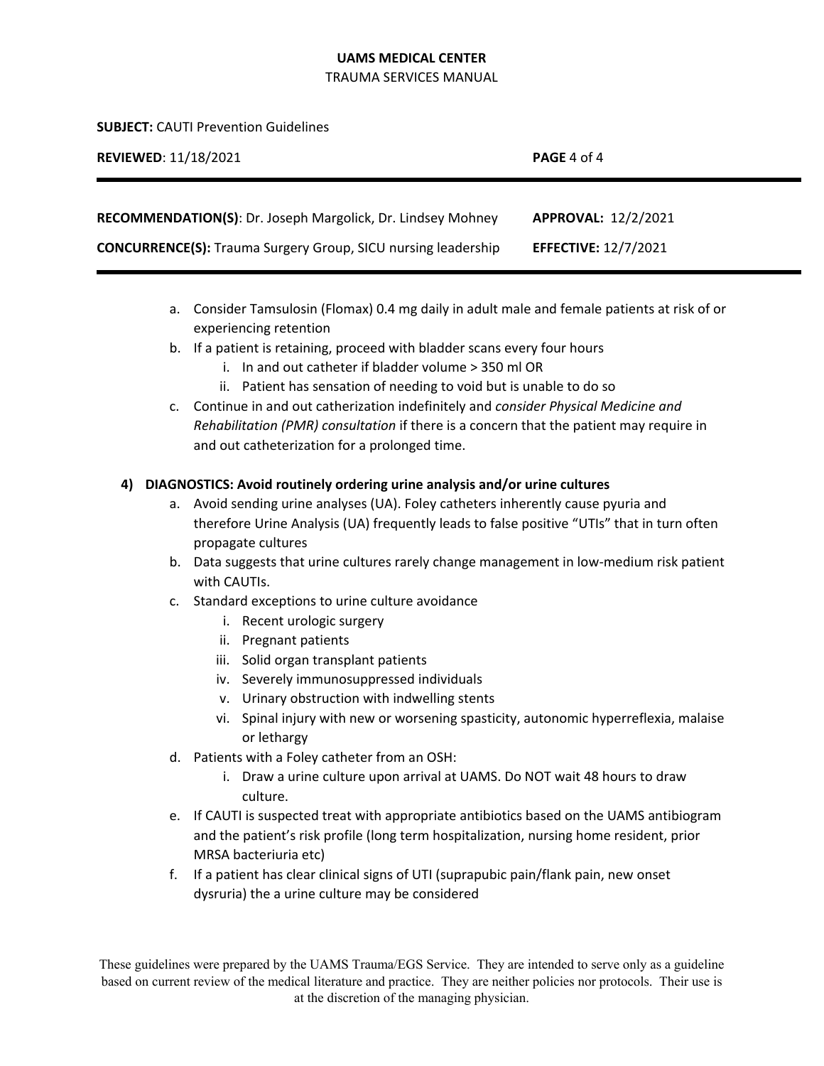a. Consider Tamsulosin (Flomax) 0.4 mg daily in adult male and female patients at risk of or experiencing retention
b. If a patient is retaining, proceed with bladder scans every four hours
    i. In and out catheter if bladder volume > 350 ml OR
    ii. Patient has sensation of needing to void but is unable to do so
c. Continue in and out catherization indefinitely and *consider Physical Medicine and Rehabilitation (PMR) consultation* if there is a concern that the patient may require in and out catheterization for a prolonged time.

**4) DIAGNOSTICS: Avoid routinely ordering urine analysis and/or urine cultures**

a. Avoid sending urine analyses (UA). Foley catheters inherently cause pyuria and therefore Urine Analysis (UA) frequently leads to false positive "UTIs" that in turn often propagate cultures
b. Data suggests that urine cultures rarely change management in low-medium risk patient with CAUTIs.
c. Standard exceptions to urine culture avoidance
    i. Recent urologic surgery
    ii. Pregnant patients
    iii. Solid organ transplant patients
    iv. Severely immunosuppressed individuals
    v. Urinary obstruction with indwelling stents
    vi. Spinal injury with new or worsening spasticity, autonomic hyperreflexia, malaise or lethargy
d. Patients with a Foley catheter from an OSH:
    i. Draw a urine culture upon arrival at UAMS. Do NOT wait 48 hours to draw culture.
e. If CAUTI is suspected treat with appropriate antibiotics based on the UAMS antibiogram and the patient's risk profile (long term hospitalization, nursing home resident, prior MRSA bacteriuria etc)
f. If a patient has clear clinical signs of UTI (suprapubic pain/flank pain, new onset dysruria) the a urine culture may be considered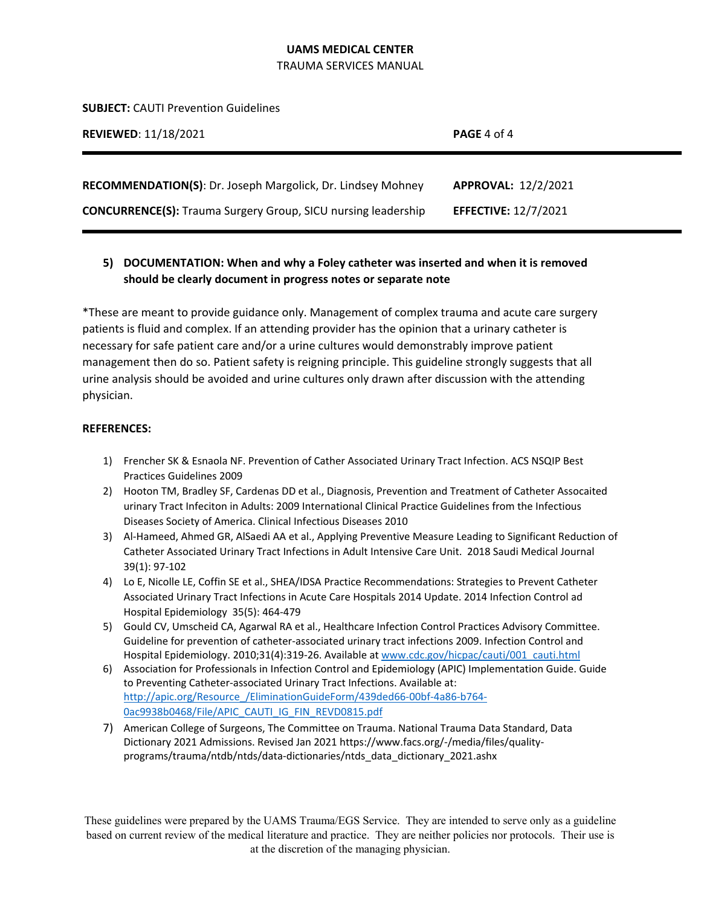**SUBJECT:** CAUTI Prevention Guidelines

| | |
|---|---|
| **REVIEWED**: 11/18/2021 | |
| **RECOMMENDATION(S)**: Dr. Joseph Margolick, Dr. Lindsey Mohney | **APPROVAL:** 12/2/2021 |
| **CONCURRENCE(S):** Trauma Surgery Group, SICU nursing leadership | **EFFECTIVE:** 12/7/2021 |

5) **DOCUMENTATION: When and why a Foley catheter was inserted and when it is removed should be clearly document in progress notes or separate note**

*These are meant to provide guidance only. Management of complex trauma and acute care surgery patients is fluid and complex. If an attending provider has the opinion that a urinary catheter is necessary for safe patient care and/or a urine cultures would demonstrably improve patient management then do so. Patient safety is reigning principle. This guideline strongly suggests that all urine analysis should be avoided and urine cultures only drawn after discussion with the attending physician.

**REFERENCES:**

1) Frencher SK & Esnaola NF. Prevention of Cather Associated Urinary Tract Infection. ACS NSQIP Best Practices Guidelines 2009
2) Hooton TM, Bradley SF, Cardenas DD et al., Diagnosis, Prevention and Treatment of Catheter Assocaited urinary Tract Infeciton in Adults: 2009 International Clinical Practice Guidelines from the Infectious Diseases Society of America. Clinical Infectious Diseases 2010
3) Al-Hameed, Ahmed GR, AlSaedi AA et al., Applying Preventive Measure Leading to Significant Reduction of Catheter Associated Urinary Tract Infections in Adult Intensive Care Unit. 2018 Saudi Medical Journal 39(1): 97-102
4) Lo E, Nicolle LE, Coffin SE et al., SHEA/IDSA Practice Recommendations: Strategies to Prevent Catheter Associated Urinary Tract Infections in Acute Care Hospitals 2014 Update. 2014 Infection Control ad Hospital Epidemiology 35(5): 464-479
5) Gould CV, Umscheid CA, Agarwal RA et al., Healthcare Infection Control Practices Advisory Committee. Guideline for prevention of catheter-associated urinary tract infections 2009. Infection Control and Hospital Epidemiology. 2010;31(4):319-26. Available at www.cdc.gov/hicpac/cauti/001_cauti.html
6) Association for Professionals in Infection Control and Epidemiology (APIC) Implementation Guide. Guide to Preventing Catheter-associated Urinary Tract Infections. Available at: http://apic.org/Resource_/EliminationGuideForm/439ded66-00bf-4a86-b764-0ac9938b0468/File/APIC_CAUTI_IG_FIN_REVD0815.pdf
7) American College of Surgeons, The Committee on Trauma. National Trauma Data Standard, Data Dictionary 2021 Admissions. Revised Jan 2021 https://www.facs.org/-/media/files/quality-programs/trauma/ntdb/ntds/data-dictionaries/ntds_data_dictionary_2021.ashx

These guidelines were prepared by the UAMS Trauma/EGS Service. They are intended to serve only as a guideline based on current review of the medical literature and practice. They are neither policies nor protocols. Their use is at the discretion of the managing physician.